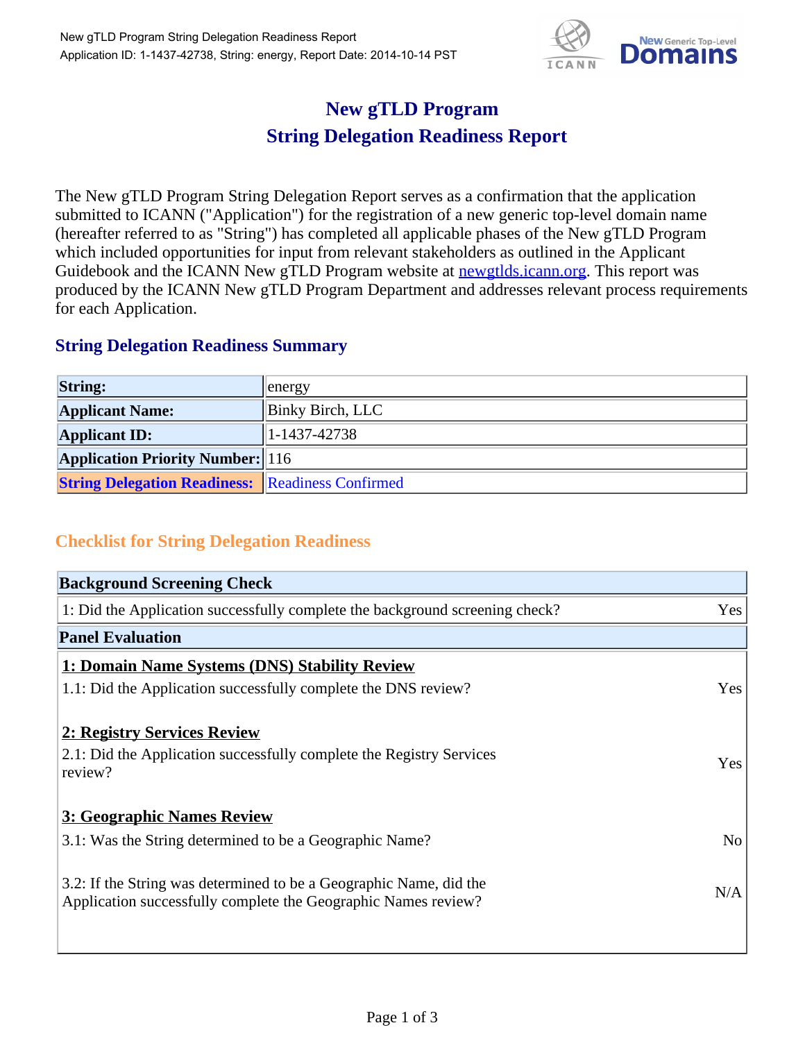# New gTLD Program
# String Delegation Readiness Report

The New gTLD Program String Delegation Report serves as a confirmation that the application submitted to ICANN ("Application") for the registration of a new generic top-level domain name (hereafter referred to as "String") has completed all applicable phases of the New gTLD Program which included opportunities for input from relevant stakeholders as outlined in the Applicant Guidebook and the ICANN New gTLD Program website at newgtlds.icann.org. This report was produced by the ICANN New gTLD Program Department and addresses relevant process requirements for each Application.

## String Delegation Readiness Summary

| | |
|---|---|
| **String:** | energy |
| **Applicant Name:** | Binky Birch, LLC |
| **Applicant ID:** | 1-1437-42738 |
| **Application Priority Number:** | 116 |
| **String Delegation Readiness:** | Readiness Confirmed |

## Checklist for String Delegation Readiness

| **Background Screening Check** | |
|---|---|
| 1: Did the Application successfully complete the background screening check? | Yes |
| **Panel Evaluation** | |
| **1: Domain Name Systems (DNS) Stability Review** | |
| 1.1: Did the Application successfully complete the DNS review? | Yes |
| **2: Registry Services Review** | |
| 2.1: Did the Application successfully complete the Registry Services review? | Yes |
| **3: Geographic Names Review** | |
| 3.1: Was the String determined to be a Geographic Name? | No |
| 3.2: If the String was determined to be a Geographic Name, did the Application successfully complete the Geographic Names review? | N/A |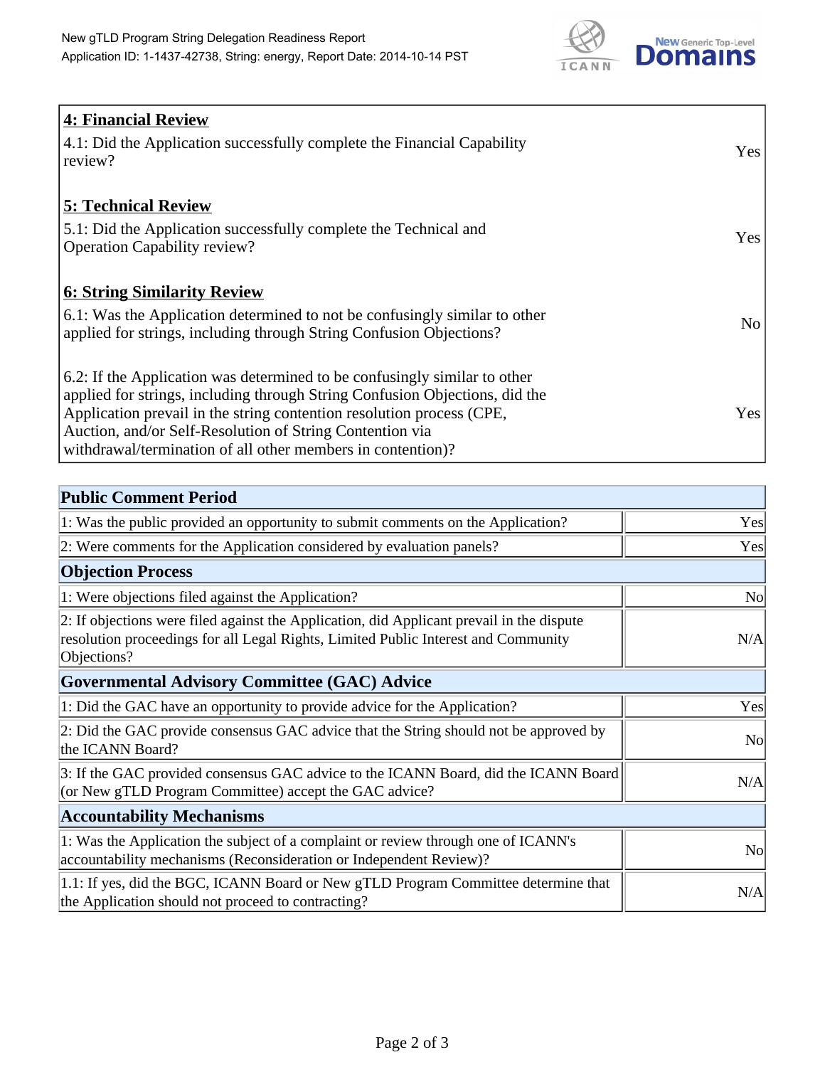| **4: Financial Review** | |
|---|---|
| 4.1: Did the Application successfully complete the Financial Capability review? | Yes |
| **5: Technical Review** | |
| 5.1: Did the Application successfully complete the Technical and Operation Capability review? | Yes |
| **6: String Similarity Review** | |
| 6.1: Was the Application determined to not be confusingly similar to other applied for strings, including through String Confusion Objections? | No |
| 6.2: If the Application was determined to be confusingly similar to other applied for strings, including through String Confusion Objections, did the Application prevail in the string contention resolution process (CPE, Auction, and/or Self-Resolution of String Contention via withdrawal/termination of all other members in contention)? | Yes |

| **Public Comment Period** | |
|---|---|
| 1: Was the public provided an opportunity to submit comments on the Application? | Yes |
| 2: Were comments for the Application considered by evaluation panels? | Yes |
| **Objection Process** | |
| 1: Were objections filed against the Application? | No |
| 2: If objections were filed against the Application, did Applicant prevail in the dispute resolution proceedings for all Legal Rights, Limited Public Interest and Community Objections? | N/A |
| **Governmental Advisory Committee (GAC) Advice** | |
| 1: Did the GAC have an opportunity to provide advice for the Application? | Yes |
| 2: Did the GAC provide consensus GAC advice that the String should not be approved by the ICANN Board? | No |
| 3: If the GAC provided consensus GAC advice to the ICANN Board, did the ICANN Board (or New gTLD Program Committee) accept the GAC advice? | N/A |
| **Accountability Mechanisms** | |
| 1: Was the Application the subject of a complaint or review through one of ICANN's accountability mechanisms (Reconsideration or Independent Review)? | No |
| 1.1: If yes, did the BGC, ICANN Board or New gTLD Program Committee determine that the Application should not proceed to contracting? | N/A |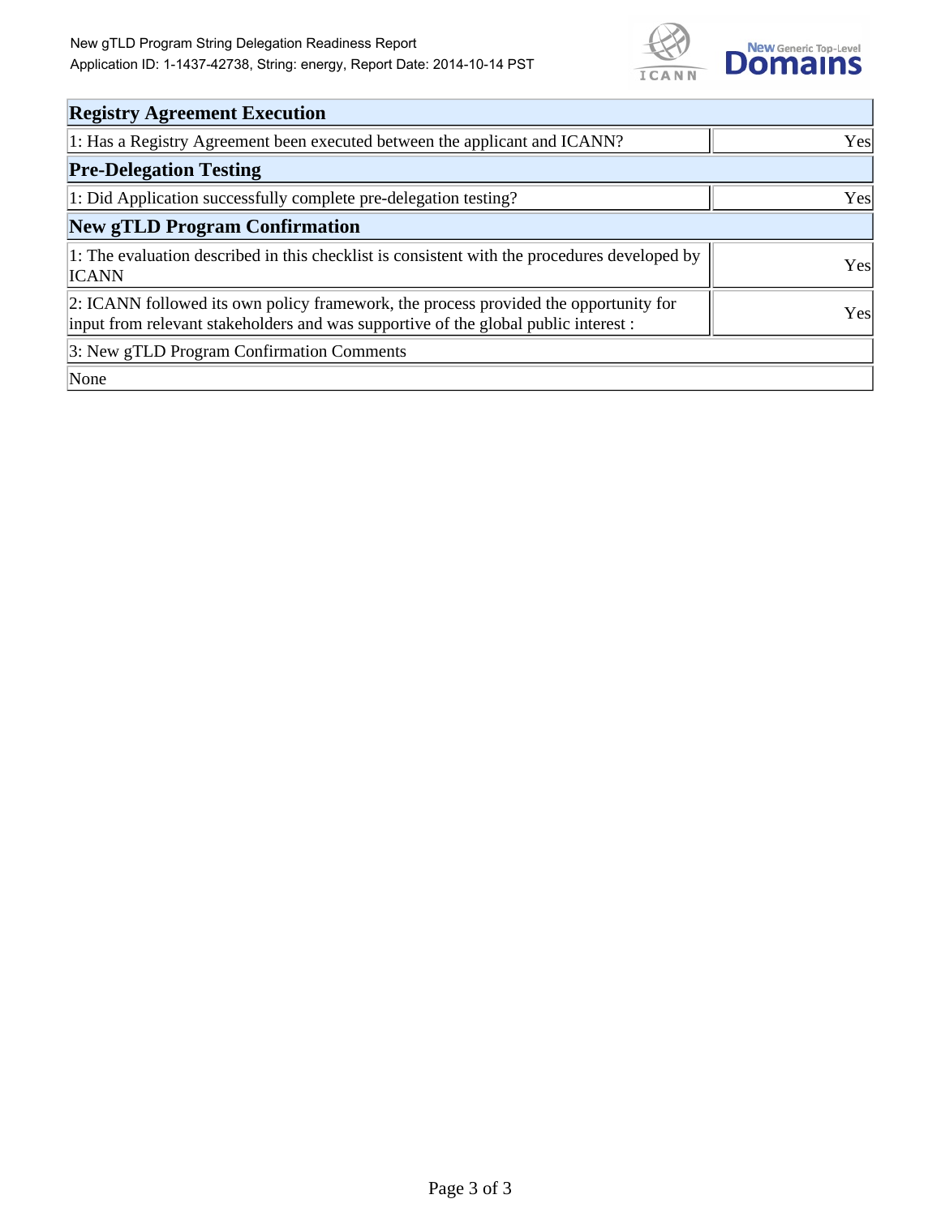## Registry Agreement Execution

| | |
|---|---|
| 1: Has a Registry Agreement been executed between the applicant and ICANN? | Yes |

## Pre-Delegation Testing

| | |
|---|---|
| 1: Did Application successfully complete pre-delegation testing? | Yes |

## New gTLD Program Confirmation

| | |
|---|---|
| 1: The evaluation described in this checklist is consistent with the procedures developed by ICANN | Yes |
| 2: ICANN followed its own policy framework, the process provided the opportunity for input from relevant stakeholders and was supportive of the global public interest : | Yes |

| |
|---|
| 3: New gTLD Program Confirmation Comments |
| None |